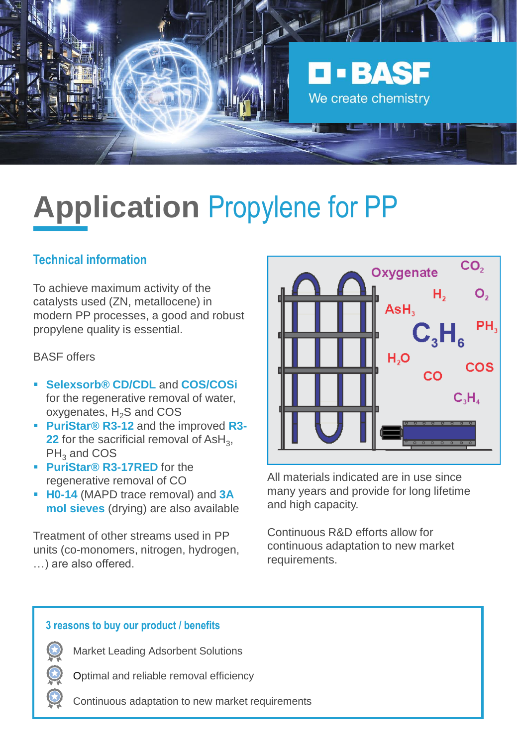# Application Propylene for PP

## Technical information

To achieve maximum activity of the catalysts used (ZN, metallocene) in modern PP processes, a good and robust propylene quality is essential.

BASF offers

- **Selexsorb® CD/CDL** and **COS/COSi** for the regenerative removal of water, oxygenates, $H_2S$ and COS
- **PuriStar® R3-12** and the improved **R3-22** for the sacrificial removal of $AsH_3$, $PH_3$ and COS
- **PuriStar® R3-17RED** for the regenerative removal of CO
- **H0-14** (MAPD trace removal) and **3A mol sieves** (drying) are also available

Treatment of other streams used in PP units (co-monomers, nitrogen, hydrogen, …) are also offered.

All materials indicated are in use since many years and provide for long lifetime and high capacity.

Continuous R&D efforts allow for continuous adaptation to new market requirements.

### 3 reasons to buy our product / benefits

- Market Leading Adsorbent Solutions
- Optimal and reliable removal efficiency
- Continuous adaptation to new market requirements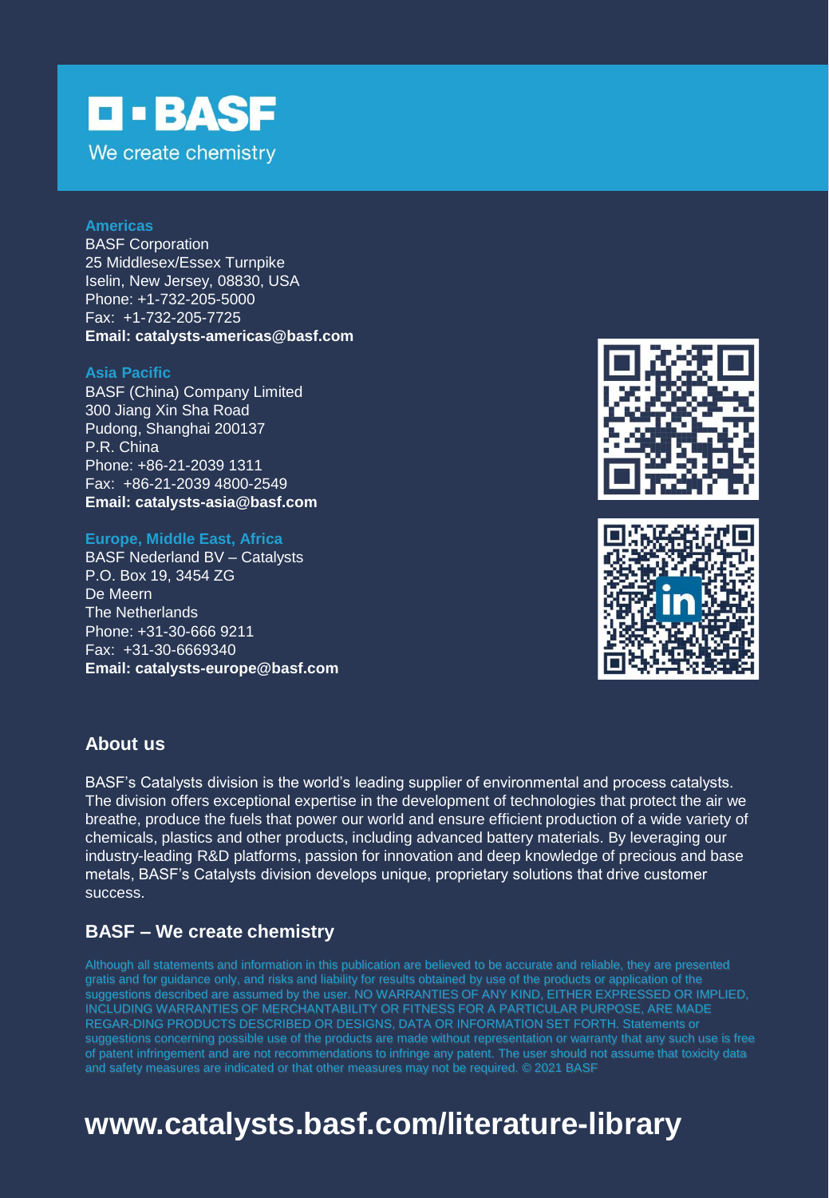**BASF**

We create chemistry

**Americas**
BASF Corporation
25 Middlesex/Essex Turnpike
Iselin, New Jersey, 08830, USA
Phone: +1-732-205-5000
Fax: +1-732-205-7725
**Email: catalysts-americas@basf.com**

**Asia Pacific**
BASF (China) Company Limited
300 Jiang Xin Sha Road
Pudong, Shanghai 200137
P.R. China
Phone: +86-21-2039 1311
Fax: +86-21-2039 4800-2549
**Email: catalysts-asia@basf.com**

**Europe, Middle East, Africa**
BASF Nederland BV – Catalysts
P.O. Box 19, 3454 ZG
De Meern
The Netherlands
Phone: +31-30-666 9211
Fax: +31-30-6669340
**Email: catalysts-europe@basf.com**

## About us

BASF's Catalysts division is the world's leading supplier of environmental and process catalysts. The division offers exceptional expertise in the development of technologies that protect the air we breathe, produce the fuels that power our world and ensure efficient production of a wide variety of chemicals, plastics and other products, including advanced battery materials. By leveraging our industry-leading R&D platforms, passion for innovation and deep knowledge of precious and base metals, BASF's Catalysts division develops unique, proprietary solutions that drive customer success.

## BASF – We create chemistry

Although all statements and information in this publication are believed to be accurate and reliable, they are presented gratis and for guidance only, and risks and liability for results obtained by use of the products or application of the suggestions described are assumed by the user. NO WARRANTIES OF ANY KIND, EITHER EXPRESSED OR IMPLIED, INCLUDING WARRANTIES OF MERCHANTABILITY OR FITNESS FOR A PARTICULAR PURPOSE, ARE MADE REGAR-DING PRODUCTS DESCRIBED OR DESIGNS, DATA OR INFORMATION SET FORTH. Statements or suggestions concerning possible use of the products are made without representation or warranty that any such use is free of patent infringement and are not recommendations to infringe any patent. The user should not assume that toxicity data and safety measures are indicated or that other measures may not be required. © 2021 BASF

**www.catalysts.basf.com/literature-library**